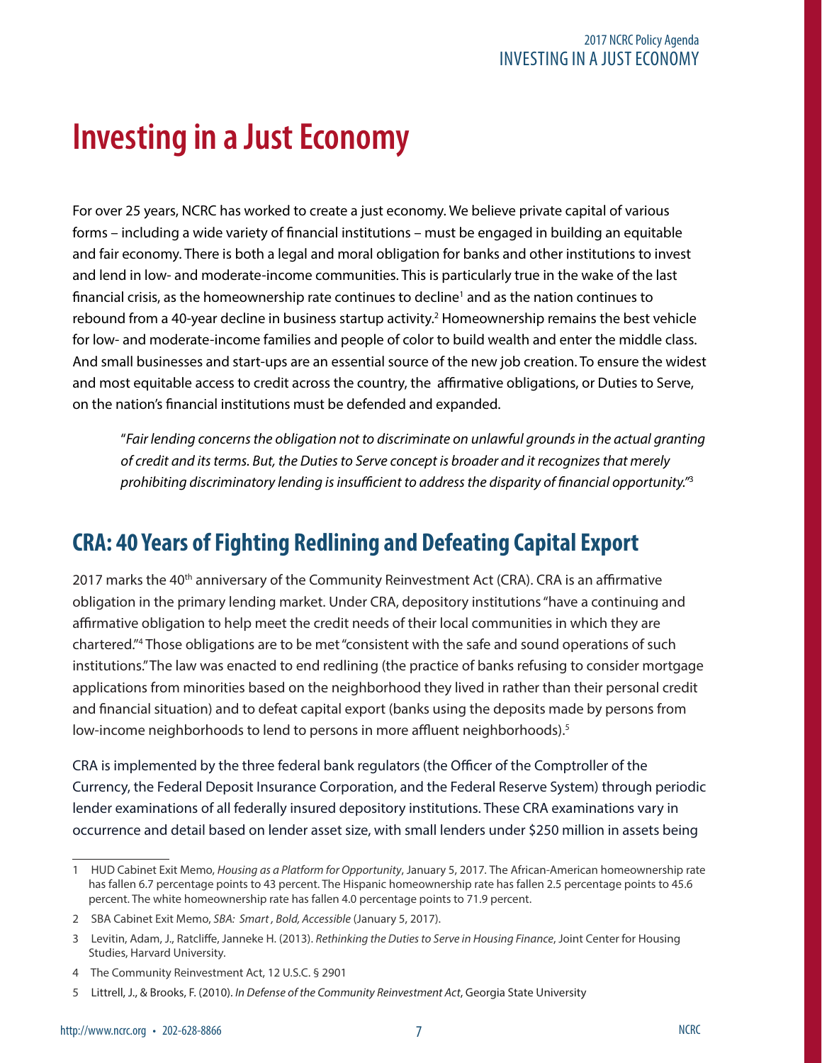# Investing in a Just Economy

For over 25 years, NCRC has worked to create a just economy. We believe private capital of various forms – including a wide variety of financial institutions – must be engaged in building an equitable and fair economy. There is both a legal and moral obligation for banks and other institutions to invest and lend in low- and moderate-income communities. This is particularly true in the wake of the last financial crisis, as the homeownership rate continues to decline[1] and as the nation continues to rebound from a 40-year decline in business startup activity.[2] Homeownership remains the best vehicle for low- and moderate-income families and people of color to build wealth and enter the middle class. And small businesses and start-ups are an essential source of the new job creation. To ensure the widest and most equitable access to credit across the country, the affirmative obligations, or Duties to Serve, on the nation's financial institutions must be defended and expanded.

> "*Fair lending concerns the obligation not to discriminate on unlawful grounds in the actual granting of credit and its terms. But, the Duties to Serve concept is broader and it recognizes that merely prohibiting discriminatory lending is insufficient to address the disparity of financial opportunity.*"[3]

## CRA: 40 Years of Fighting Redlining and Defeating Capital Export

2017 marks the 40th anniversary of the Community Reinvestment Act (CRA). CRA is an affirmative obligation in the primary lending market. Under CRA, depository institutions "have a continuing and affirmative obligation to help meet the credit needs of their local communities in which they are chartered."[4] Those obligations are to be met "consistent with the safe and sound operations of such institutions." The law was enacted to end redlining (the practice of banks refusing to consider mortgage applications from minorities based on the neighborhood they lived in rather than their personal credit and financial situation) and to defeat capital export (banks using the deposits made by persons from low-income neighborhoods to lend to persons in more affluent neighborhoods).[5]

CRA is implemented by the three federal bank regulators (the Officer of the Comptroller of the Currency, the Federal Deposit Insurance Corporation, and the Federal Reserve System) through periodic lender examinations of all federally insured depository institutions. These CRA examinations vary in occurrence and detail based on lender asset size, with small lenders under $250 million in assets being

---

1 HUD Cabinet Exit Memo, *Housing as a Platform for Opportunity*, January 5, 2017. The African-American homeownership rate has fallen 6.7 percentage points to 43 percent. The Hispanic homeownership rate has fallen 2.5 percentage points to 45.6 percent. The white homeownership rate has fallen 4.0 percentage points to 71.9 percent.

2 SBA Cabinet Exit Memo, *SBA: Smart , Bold, Accessible* (January 5, 2017).

3 Levitin, Adam, J., Ratcliffe, Janneke H. (2013). *Rethinking the Duties to Serve in Housing Finance*, Joint Center for Housing Studies, Harvard University.

4 The Community Reinvestment Act, 12 U.S.C. § 2901

5 Littrell, J., & Brooks, F. (2010). *In Defense of the Community Reinvestment Act*, Georgia State University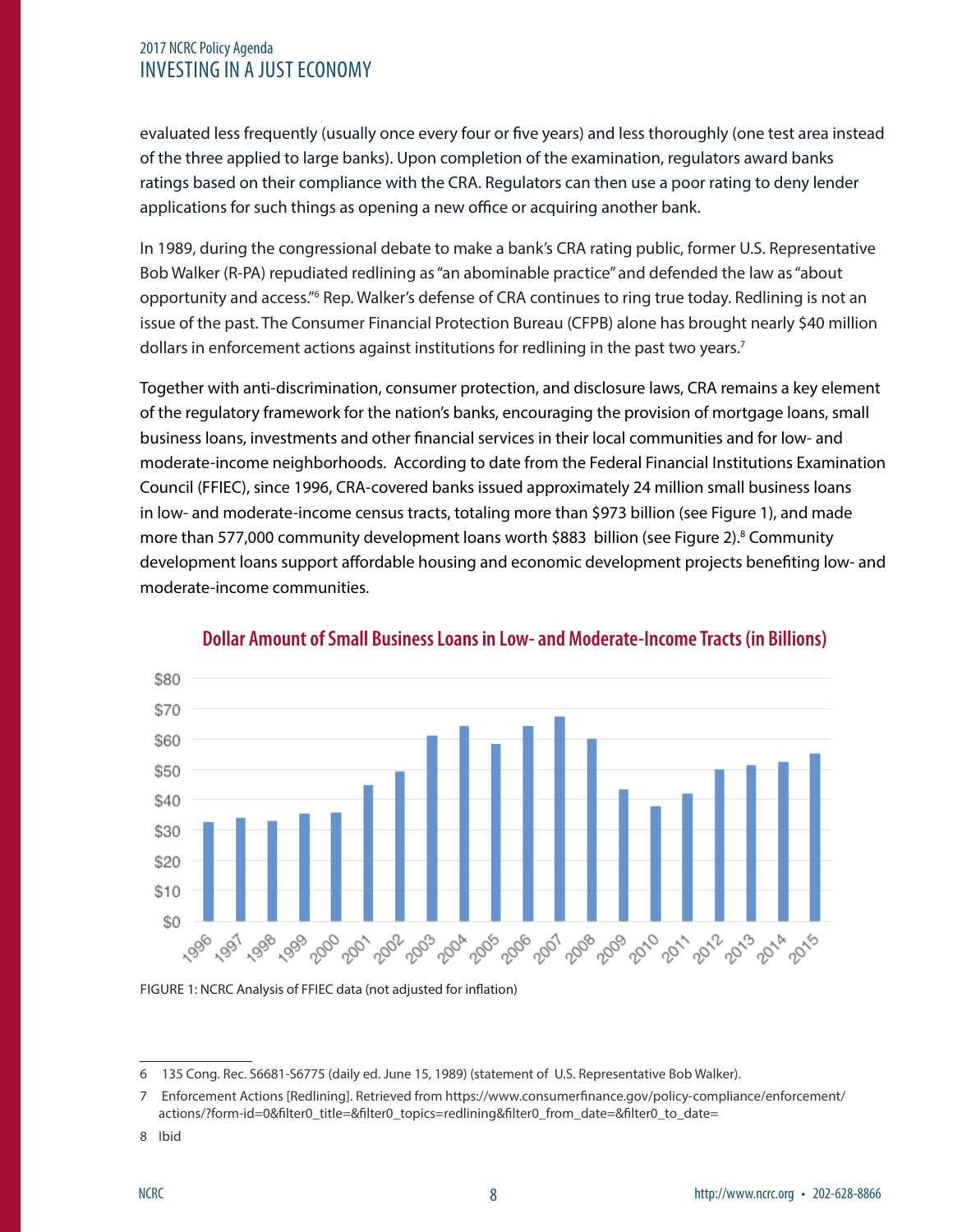evaluated less frequently (usually once every four or five years) and less thoroughly (one test area instead of the three applied to large banks). Upon completion of the examination, regulators award banks ratings based on their compliance with the CRA. Regulators can then use a poor rating to deny lender applications for such things as opening a new office or acquiring another bank.

In 1989, during the congressional debate to make a bank's CRA rating public, former U.S. Representative Bob Walker (R-PA) repudiated redlining as "an abominable practice" and defended the law as "about opportunity and access."[6] Rep. Walker's defense of CRA continues to ring true today. Redlining is not an issue of the past. The Consumer Financial Protection Bureau (CFPB) alone has brought nearly $40 million dollars in enforcement actions against institutions for redlining in the past two years.[7]

Together with anti-discrimination, consumer protection, and disclosure laws, CRA remains a key element of the regulatory framework for the nation's banks, encouraging the provision of mortgage loans, small business loans, investments and other financial services in their local communities and for low- and moderate-income neighborhoods. According to date from the Federal Financial Institutions Examination Council (FFIEC), since 1996, CRA-covered banks issued approximately 24 million small business loans in low- and moderate-income census tracts, totaling more than $973 billion (see Figure 1), and made more than 577,000 community development loans worth $883 billion (see Figure 2).[8] Community development loans support affordable housing and economic development projects benefiting low- and moderate-income communities.

**Dollar Amount of Small Business Loans in Low- and Moderate-Income Tracts (in Billions)**

FIGURE 1: NCRC Analysis of FFIEC data (not adjusted for inflation)

6 135 Cong. Rec. S6681-S6775 (daily ed. June 15, 1989) (statement of U.S. Representative Bob Walker).

7 Enforcement Actions [Redlining]. Retrieved from https://www.consumerfinance.gov/policy-compliance/enforcement/actions/?form-id=0&filter0_title=&filter0_topics=redlining&filter0_from_date=&filter0_to_date=

8 Ibid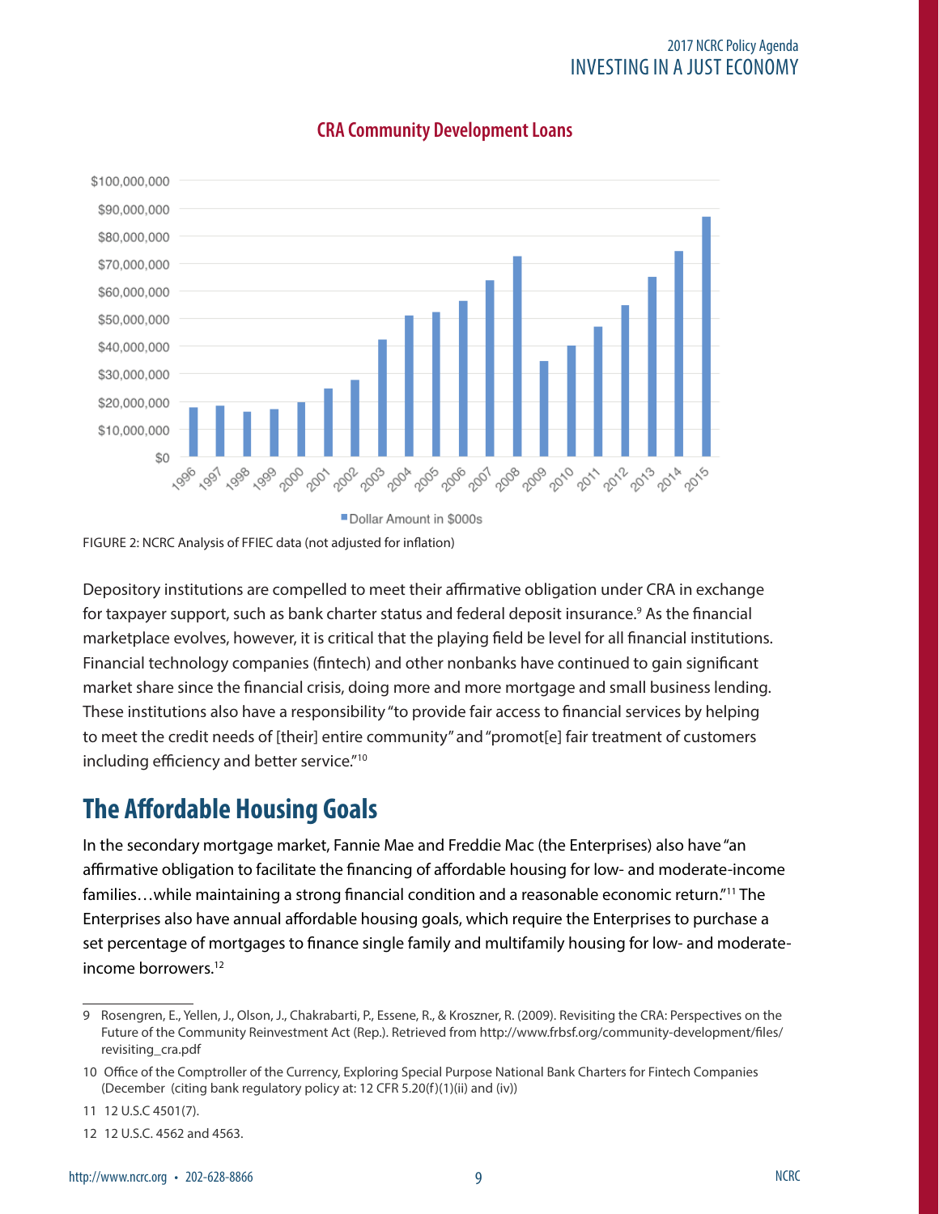### CRA Community Development Loans

FIGURE 2: NCRC Analysis of FFIEC data (not adjusted for inflation)

Depository institutions are compelled to meet their affirmative obligation under CRA in exchange for taxpayer support, such as bank charter status and federal deposit insurance.[9] As the financial marketplace evolves, however, it is critical that the playing field be level for all financial institutions. Financial technology companies (fintech) and other nonbanks have continued to gain significant market share since the financial crisis, doing more and more mortgage and small business lending. These institutions also have a responsibility "to provide fair access to financial services by helping to meet the credit needs of [their] entire community" and "promot[e] fair treatment of customers including efficiency and better service."[10]

## The Affordable Housing Goals

In the secondary mortgage market, Fannie Mae and Freddie Mac (the Enterprises) also have "an affirmative obligation to facilitate the financing of affordable housing for low- and moderate-income families…while maintaining a strong financial condition and a reasonable economic return."[11] The Enterprises also have annual affordable housing goals, which require the Enterprises to purchase a set percentage of mortgages to finance single family and multifamily housing for low- and moderate-income borrowers.[12]

---

9 Rosengren, E., Yellen, J., Olson, J., Chakrabarti, P., Essene, R., & Kroszner, R. (2009). Revisiting the CRA: Perspectives on the Future of the Community Reinvestment Act (Rep.). Retrieved from http://www.frbsf.org/community-development/files/revisiting_cra.pdf

10 Office of the Comptroller of the Currency, Exploring Special Purpose National Bank Charters for Fintech Companies (December (citing bank regulatory policy at: 12 CFR 5.20(f)(1)(ii) and (iv))

11 12 U.S.C 4501(7).

12 12 U.S.C. 4562 and 4563.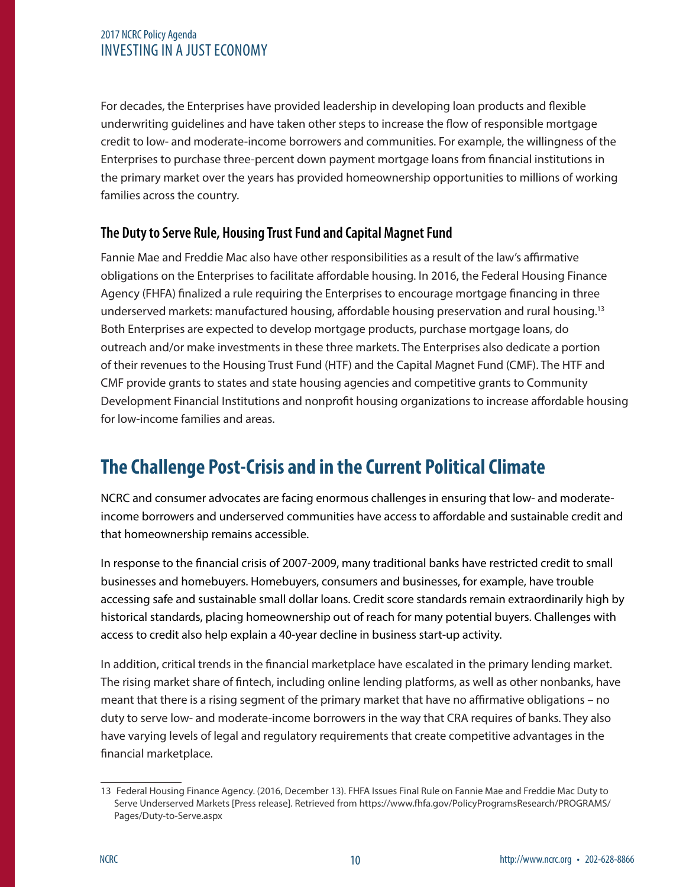For decades, the Enterprises have provided leadership in developing loan products and flexible underwriting guidelines and have taken other steps to increase the flow of responsible mortgage credit to low- and moderate-income borrowers and communities. For example, the willingness of the Enterprises to purchase three-percent down payment mortgage loans from financial institutions in the primary market over the years has provided homeownership opportunities to millions of working families across the country.

### The Duty to Serve Rule, Housing Trust Fund and Capital Magnet Fund

Fannie Mae and Freddie Mac also have other responsibilities as a result of the law's affirmative obligations on the Enterprises to facilitate affordable housing. In 2016, the Federal Housing Finance Agency (FHFA) finalized a rule requiring the Enterprises to encourage mortgage financing in three underserved markets: manufactured housing, affordable housing preservation and rural housing.[13] Both Enterprises are expected to develop mortgage products, purchase mortgage loans, do outreach and/or make investments in these three markets. The Enterprises also dedicate a portion of their revenues to the Housing Trust Fund (HTF) and the Capital Magnet Fund (CMF). The HTF and CMF provide grants to states and state housing agencies and competitive grants to Community Development Financial Institutions and nonprofit housing organizations to increase affordable housing for low-income families and areas.

## The Challenge Post-Crisis and in the Current Political Climate

NCRC and consumer advocates are facing enormous challenges in ensuring that low- and moderate-income borrowers and underserved communities have access to affordable and sustainable credit and that homeownership remains accessible.

In response to the financial crisis of 2007-2009, many traditional banks have restricted credit to small businesses and homebuyers. Homebuyers, consumers and businesses, for example, have trouble accessing safe and sustainable small dollar loans. Credit score standards remain extraordinarily high by historical standards, placing homeownership out of reach for many potential buyers. Challenges with access to credit also help explain a 40-year decline in business start-up activity.

In addition, critical trends in the financial marketplace have escalated in the primary lending market. The rising market share of fintech, including online lending platforms, as well as other nonbanks, have meant that there is a rising segment of the primary market that have no affirmative obligations – no duty to serve low- and moderate-income borrowers in the way that CRA requires of banks. They also have varying levels of legal and regulatory requirements that create competitive advantages in the financial marketplace.

---

13 Federal Housing Finance Agency. (2016, December 13). FHFA Issues Final Rule on Fannie Mae and Freddie Mac Duty to Serve Underserved Markets [Press release]. Retrieved from https://www.fhfa.gov/PolicyProgramsResearch/PROGRAMS/Pages/Duty-to-Serve.aspx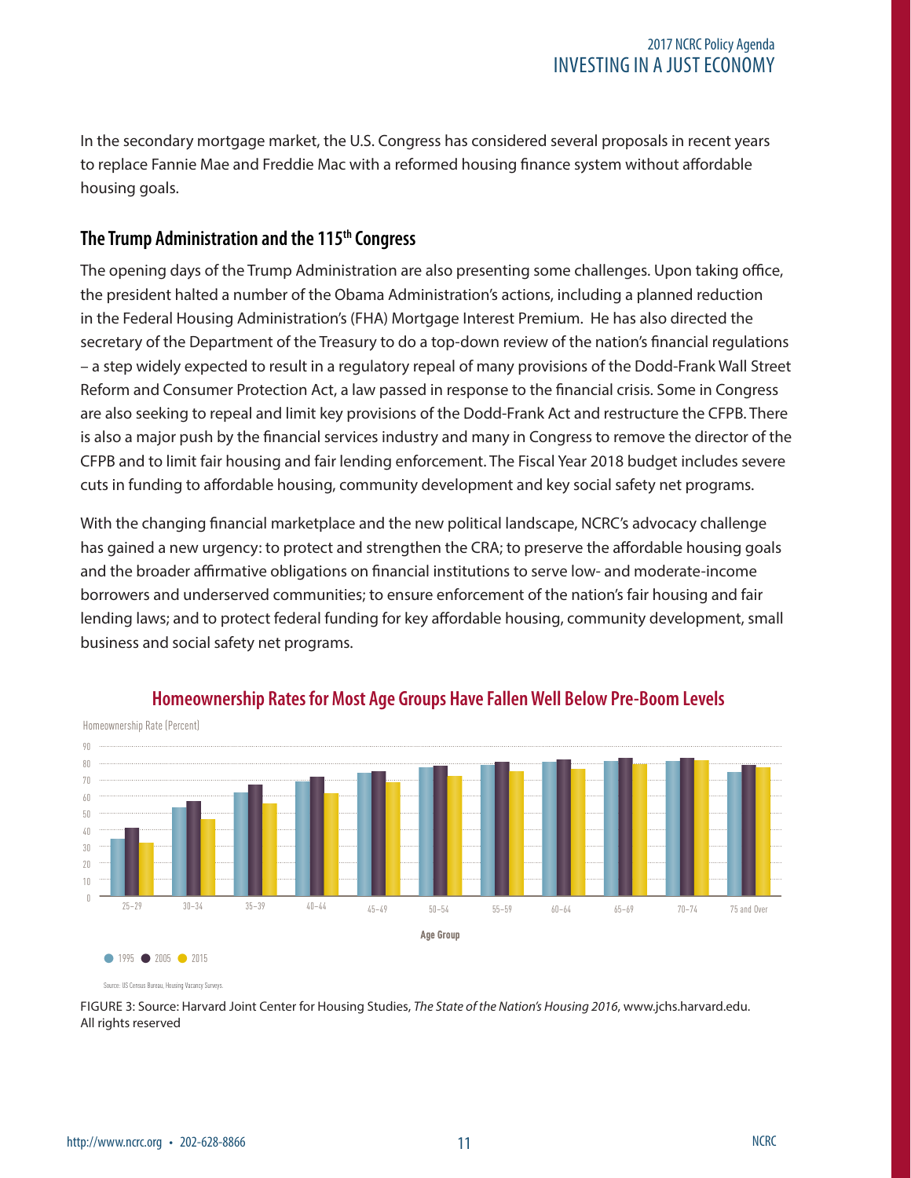In the secondary mortgage market, the U.S. Congress has considered several proposals in recent years to replace Fannie Mae and Freddie Mac with a reformed housing finance system without affordable housing goals.

## The Trump Administration and the 115th Congress

The opening days of the Trump Administration are also presenting some challenges. Upon taking office, the president halted a number of the Obama Administration's actions, including a planned reduction in the Federal Housing Administration's (FHA) Mortgage Interest Premium. He has also directed the secretary of the Department of the Treasury to do a top-down review of the nation's financial regulations – a step widely expected to result in a regulatory repeal of many provisions of the Dodd-Frank Wall Street Reform and Consumer Protection Act, a law passed in response to the financial crisis. Some in Congress are also seeking to repeal and limit key provisions of the Dodd-Frank Act and restructure the CFPB. There is also a major push by the financial services industry and many in Congress to remove the director of the CFPB and to limit fair housing and fair lending enforcement. The Fiscal Year 2018 budget includes severe cuts in funding to affordable housing, community development and key social safety net programs.

With the changing financial marketplace and the new political landscape, NCRC's advocacy challenge has gained a new urgency: to protect and strengthen the CRA; to preserve the affordable housing goals and the broader affirmative obligations on financial institutions to serve low- and moderate-income borrowers and underserved communities; to ensure enforcement of the nation's fair housing and fair lending laws; and to protect federal funding for key affordable housing, community development, small business and social safety net programs.

**Homeownership Rates for Most Age Groups Have Fallen Well Below Pre-Boom Levels**

Homeownership Rate (Percent)

0 10 20 30 40 50 60 70 80 90

25–29 30–34 35–39 40–44 45–49 50–54 55–59 60–64 65–69 70–74 75 and Over

Age Group

1995 2005 2015

Source: US Census Bureau, Housing Vacancy Surveys.

FIGURE 3: Source: Harvard Joint Center for Housing Studies, *The State of the Nation's Housing 2016*, www.jchs.harvard.edu. All rights reserved